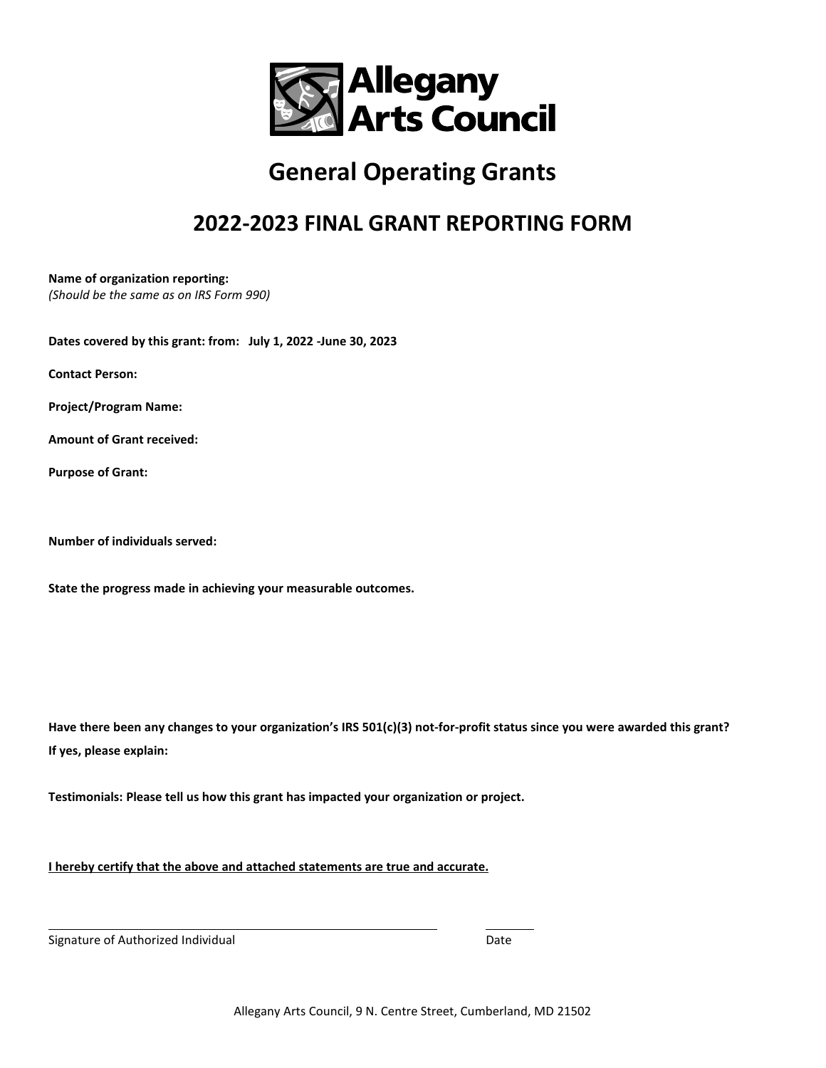Allegany Arts Council

# General Operating Grants

## 2022-2023 FINAL GRANT REPORTING FORM

**Name of organization reporting:**
*(Should be the same as on IRS Form 990)*

**Dates covered by this grant: from: July 1, 2022 -June 30, 2023**

**Contact Person:**

**Project/Program Name:**

**Amount of Grant received:**

**Purpose of Grant:**

**Number of individuals served:**

**State the progress made in achieving your measurable outcomes.**

**Have there been any changes to your organization's IRS 501(c)(3) not-for-profit status since you were awarded this grant?**

**If yes, please explain:**

**Testimonials: Please tell us how this grant has impacted your organization or project.**

**<u>I hereby certify that the above and attached statements are true and accurate.</u>**

\_\_\_\_\_\_\_\_\_\_\_\_\_\_\_\_\_\_\_\_\_\_\_\_\_\_\_\_\_\_\_\_\_\_\_\_\_\_\_\_ \_\_\_\_\_\_\_\_

Signature of Authorized Individual Date

Allegany Arts Council, 9 N. Centre Street, Cumberland, MD 21502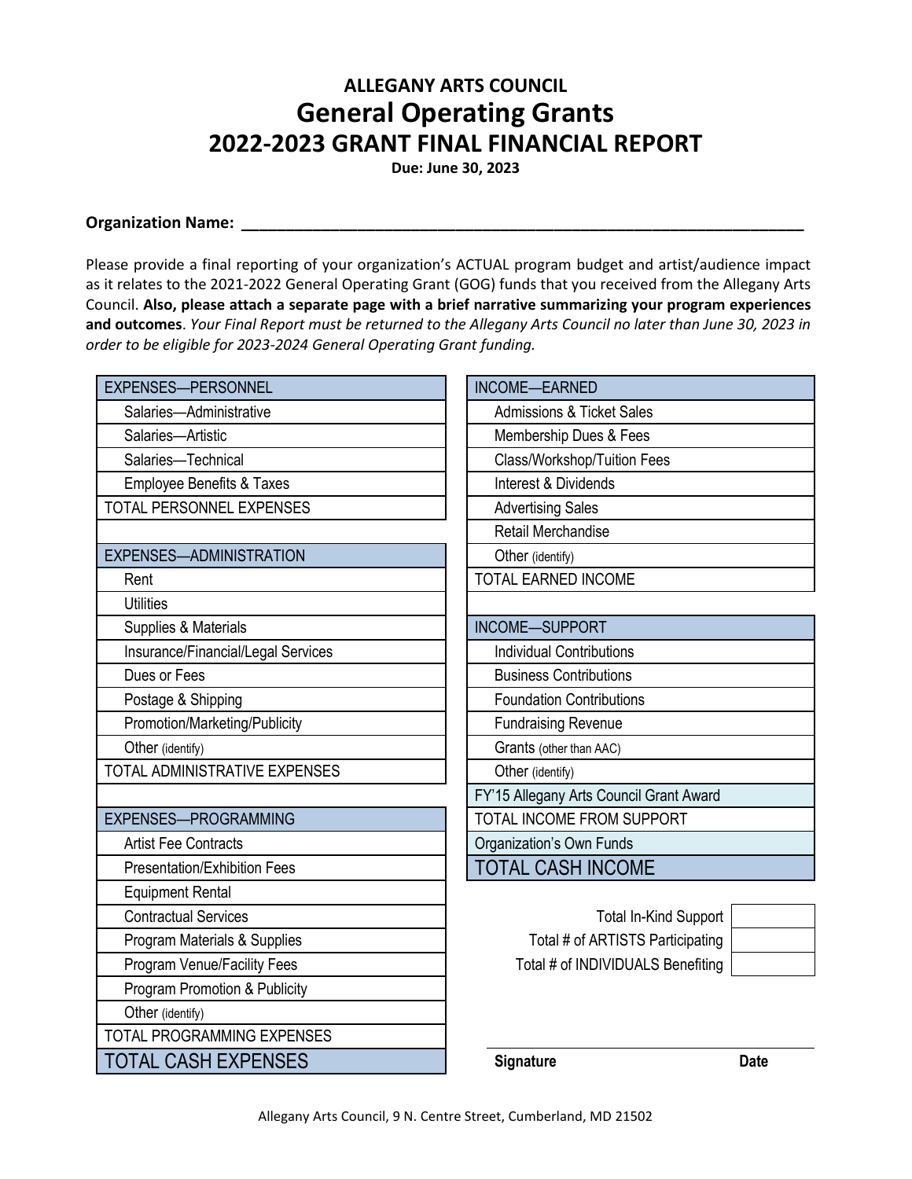## ALLEGANY ARTS COUNCIL

# General Operating Grants

## 2022-2023 GRANT FINAL FINANCIAL REPORT

**Due: June 30, 2023**

**Organization Name: \_\_\_\_\_\_\_\_\_\_\_\_\_\_\_\_\_\_\_\_\_\_\_\_\_\_\_\_\_\_\_\_\_\_\_\_\_\_\_\_\_\_\_\_\_\_\_\_\_\_\_\_\_\_\_\_\_\_\_\_\_\_\_\_**

Please provide a final reporting of your organization's ACTUAL program budget and artist/audience impact as it relates to the 2021-2022 General Operating Grant (GOG) funds that you received from the Allegany Arts Council. **Also, please attach a separate page with a brief narrative summarizing your program experiences and outcomes**. *Your Final Report must be returned to the Allegany Arts Council no later than June 30, 2023 in order to be eligible for 2023-2024 General Operating Grant funding.*

| EXPENSES—PERSONNEL | |
|---|---|
| Salaries—Administrative | |
| Salaries—Artistic | |
| Salaries—Technical | |
| Employee Benefits & Taxes | |
| TOTAL PERSONNEL EXPENSES | |

| EXPENSES—ADMINISTRATION | |
|---|---|
| Rent | |
| Utilities | |
| Supplies & Materials | |
| Insurance/Financial/Legal Services | |
| Dues or Fees | |
| Postage & Shipping | |
| Promotion/Marketing/Publicity | |
| Other (identify) | |
| TOTAL ADMINISTRATIVE EXPENSES | |

| EXPENSES—PROGRAMMING | |
|---|---|
| Artist Fee Contracts | |
| Presentation/Exhibition Fees | |
| Equipment Rental | |
| Contractual Services | |
| Program Materials & Supplies | |
| Program Venue/Facility Fees | |
| Program Promotion & Publicity | |
| Other (identify) | |
| TOTAL PROGRAMMING EXPENSES | |
| TOTAL CASH EXPENSES | |

| INCOME—EARNED | |
|---|---|
| Admissions & Ticket Sales | |
| Membership Dues & Fees | |
| Class/Workshop/Tuition Fees | |
| Interest & Dividends | |
| Advertising Sales | |
| Retail Merchandise | |
| Other (identify) | |
| TOTAL EARNED INCOME | |

| INCOME—SUPPORT | |
|---|---|
| Individual Contributions | |
| Business Contributions | |
| Foundation Contributions | |
| Fundraising Revenue | |
| Grants (other than AAC) | |
| Other (identify) | |
| FY'15 Allegany Arts Council Grant Award | |
| TOTAL INCOME FROM SUPPORT | |
| Organization's Own Funds | |
| TOTAL CASH INCOME | |

| | |
|---|---|
| Total In-Kind Support | |
| Total # of ARTISTS Participating | |
| Total # of INDIVIDUALS Benefiting | |

\_\_\_\_\_\_\_\_\_\_\_\_\_\_\_\_\_\_\_\_\_\_\_\_\_\_\_\_\_\_\_\_\_\_\_\_\_\_\_\_\_\_\_\_

**Signature** **Date**

Allegany Arts Council, 9 N. Centre Street, Cumberland, MD 21502